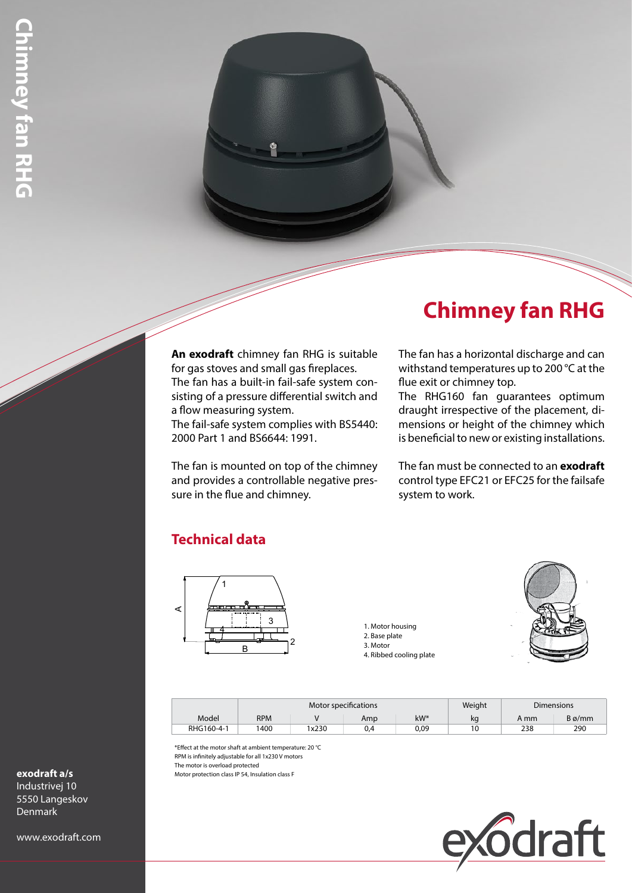# Chimney fan RHG

**An exodraft** chimney fan RHG is suitable for gas stoves and small gas fireplaces. The fan has a built-in fail-safe system consisting of a pressure differential switch and a flow measuring system. The fail-safe system complies with BS5440: 2000 Part 1 and BS6644: 1991.

The fan is mounted on top of the chimney and provides a controllable negative pressure in the flue and chimney.

The fan has a horizontal discharge and can withstand temperatures up to 200 °C at the flue exit or chimney top.

The RHG160 fan guarantees optimum draught irrespective of the placement, dimensions or height of the chimney which is beneficial to new or existing installations.

The fan must be connected to an **exodraft** control type EFC21 or EFC25 for the failsafe system to work.

## Technical data

1. Motor housing
2. Base plate
3. Motor
4. Ribbed cooling plate

| Model | Motor specifications | | | | Weight | Dimensions | |
|---|---|---|---|---|---|---|---|
| | RPM | V | Amp | kW* | kg | A mm | B ø/mm |
| RHG160-4-1 | 1400 | 1x230 | 0,4 | 0,09 | 10 | 238 | 290 |

*Effect at the motor shaft at ambient temperature: 20 °C
RPM is infinitely adjustable for all 1x230 V motors
The motor is overload protected
Motor protection class IP 54, Insulation class F

**exodraft a/s**
Industrivej 10
5550 Langeskov
Denmark

www.exodraft.com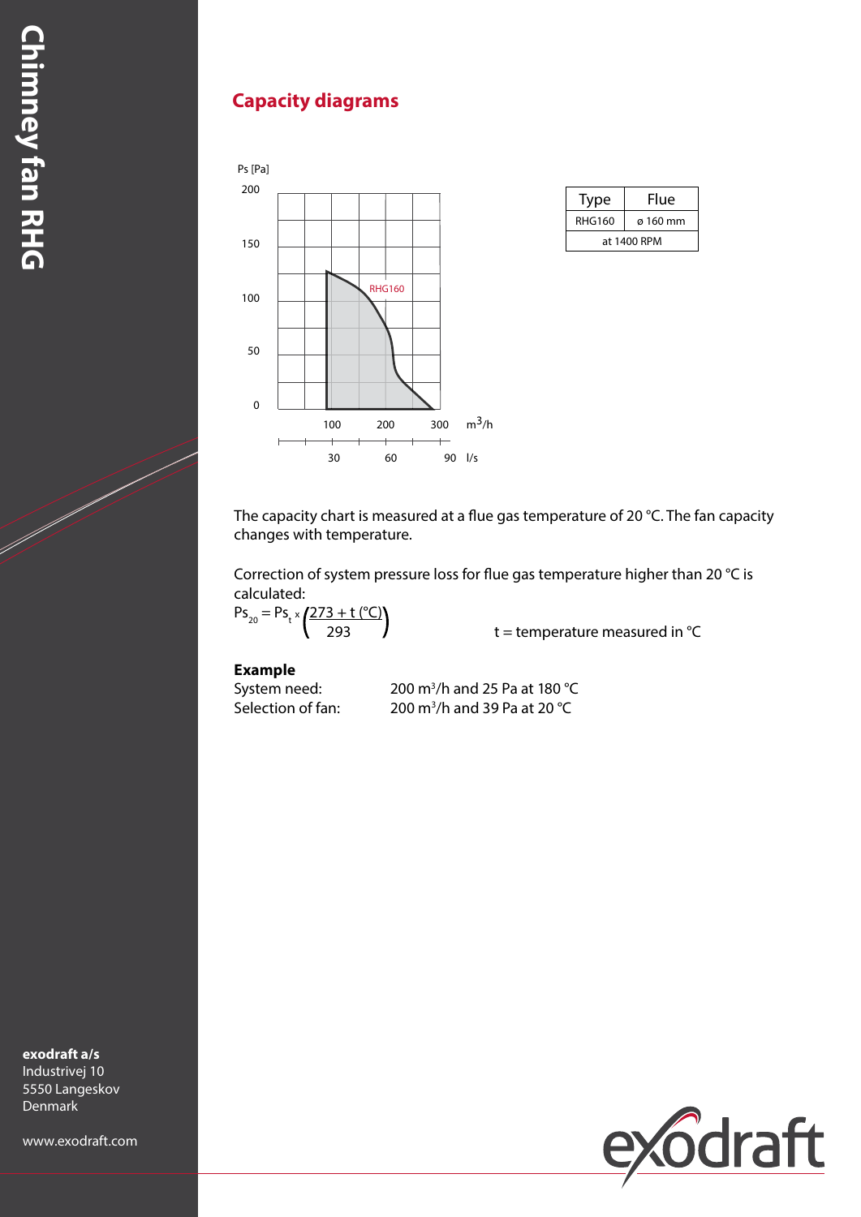## Capacity diagrams

Ps [Pa]

200

150

100

50

0

RHG160

100 200 300 m³/h

30 60 90 l/s

| Type | Flue |
|---|---|
| RHG160 | ø 160 mm |
| at 1400 RPM | |

The capacity chart is measured at a flue gas temperature of 20 °C. The fan capacity changes with temperature.

Correction of system pressure loss for flue gas temperature higher than 20 °C is calculated:

$$Ps_{20} = Ps_t \times \left(\frac{273 + t\,(°C)}{293}\right)$$

t = temperature measured in °C

**Example**

System need: 200 m³/h and 25 Pa at 180 °C

Selection of fan: 200 m³/h and 39 Pa at 20 °C

**exodraft a/s**
Industrivej 10
5550 Langeskov
Denmark

www.exodraft.com